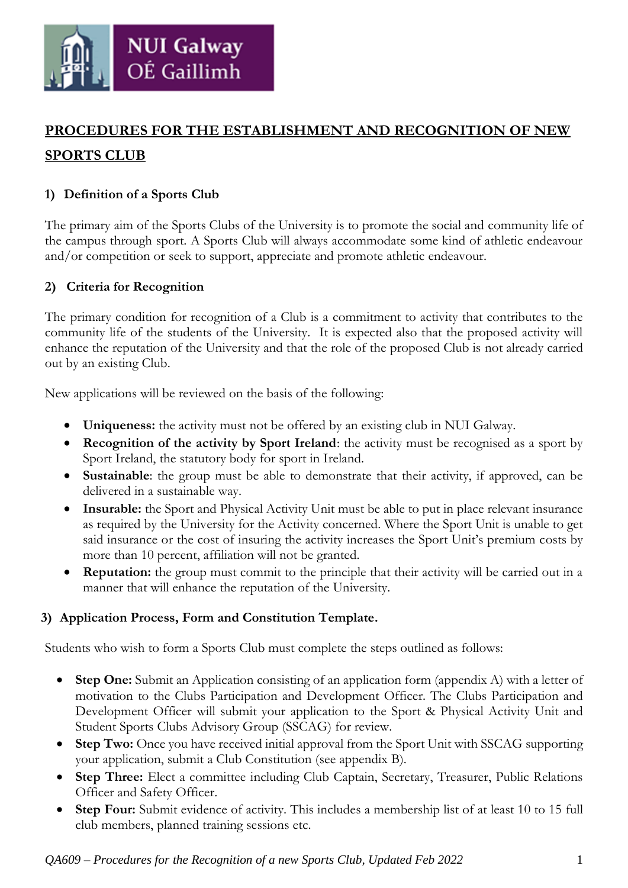NUI Galway
OÉ Gaillimh

# PROCEDURES FOR THE ESTABLISHMENT AND RECOGNITION OF NEW SPORTS CLUB

## 1) Definition of a Sports Club

The primary aim of the Sports Clubs of the University is to promote the social and community life of the campus through sport. A Sports Club will always accommodate some kind of athletic endeavour and/or competition or seek to support, appreciate and promote athletic endeavour.

## 2) Criteria for Recognition

The primary condition for recognition of a Club is a commitment to activity that contributes to the community life of the students of the University. It is expected also that the proposed activity will enhance the reputation of the University and that the role of the proposed Club is not already carried out by an existing Club.

New applications will be reviewed on the basis of the following:

- **Uniqueness:** the activity must not be offered by an existing club in NUI Galway.
- **Recognition of the activity by Sport Ireland**: the activity must be recognised as a sport by Sport Ireland, the statutory body for sport in Ireland.
- **Sustainable**: the group must be able to demonstrate that their activity, if approved, can be delivered in a sustainable way.
- **Insurable:** the Sport and Physical Activity Unit must be able to put in place relevant insurance as required by the University for the Activity concerned. Where the Sport Unit is unable to get said insurance or the cost of insuring the activity increases the Sport Unit's premium costs by more than 10 percent, affiliation will not be granted.
- **Reputation:** the group must commit to the principle that their activity will be carried out in a manner that will enhance the reputation of the University.

## 3) Application Process, Form and Constitution Template.

Students who wish to form a Sports Club must complete the steps outlined as follows:

- **Step One:** Submit an Application consisting of an application form (appendix A) with a letter of motivation to the Clubs Participation and Development Officer. The Clubs Participation and Development Officer will submit your application to the Sport & Physical Activity Unit and Student Sports Clubs Advisory Group (SSCAG) for review.
- **Step Two:** Once you have received initial approval from the Sport Unit with SSCAG supporting your application, submit a Club Constitution (see appendix B).
- **Step Three:** Elect a committee including Club Captain, Secretary, Treasurer, Public Relations Officer and Safety Officer.
- **Step Four:** Submit evidence of activity. This includes a membership list of at least 10 to 15 full club members, planned training sessions etc.

*QA609 – Procedures for the Recognition of a new Sports Club, Updated Feb 2022*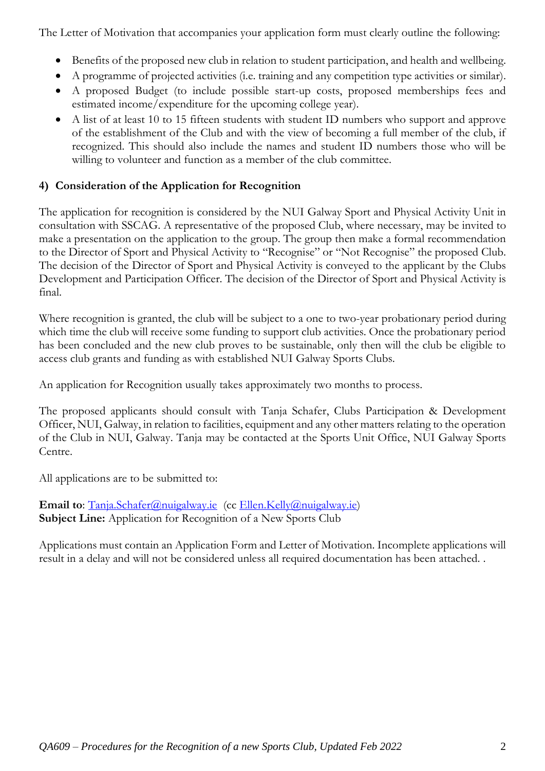The Letter of Motivation that accompanies your application form must clearly outline the following:

- Benefits of the proposed new club in relation to student participation, and health and wellbeing.
- A programme of projected activities (i.e. training and any competition type activities or similar).
- A proposed Budget (to include possible start-up costs, proposed memberships fees and estimated income/expenditure for the upcoming college year).
- A list of at least 10 to 15 fifteen students with student ID numbers who support and approve of the establishment of the Club and with the view of becoming a full member of the club, if recognized. This should also include the names and student ID numbers those who will be willing to volunteer and function as a member of the club committee.

## 4) Consideration of the Application for Recognition

The application for recognition is considered by the NUI Galway Sport and Physical Activity Unit in consultation with SSCAG. A representative of the proposed Club, where necessary, may be invited to make a presentation on the application to the group. The group then make a formal recommendation to the Director of Sport and Physical Activity to "Recognise" or "Not Recognise" the proposed Club. The decision of the Director of Sport and Physical Activity is conveyed to the applicant by the Clubs Development and Participation Officer. The decision of the Director of Sport and Physical Activity is final.

Where recognition is granted, the club will be subject to a one to two-year probationary period during which time the club will receive some funding to support club activities. Once the probationary period has been concluded and the new club proves to be sustainable, only then will the club be eligible to access club grants and funding as with established NUI Galway Sports Clubs.

An application for Recognition usually takes approximately two months to process.

The proposed applicants should consult with Tanja Schafer, Clubs Participation & Development Officer, NUI, Galway, in relation to facilities, equipment and any other matters relating to the operation of the Club in NUI, Galway. Tanja may be contacted at the Sports Unit Office, NUI Galway Sports Centre.

All applications are to be submitted to:

**Email to**: Tanja.Schafer@nuigalway.ie (cc Ellen.Kelly@nuigalway.ie)
**Subject Line:** Application for Recognition of a New Sports Club

Applications must contain an Application Form and Letter of Motivation. Incomplete applications will result in a delay and will not be considered unless all required documentation has been attached. .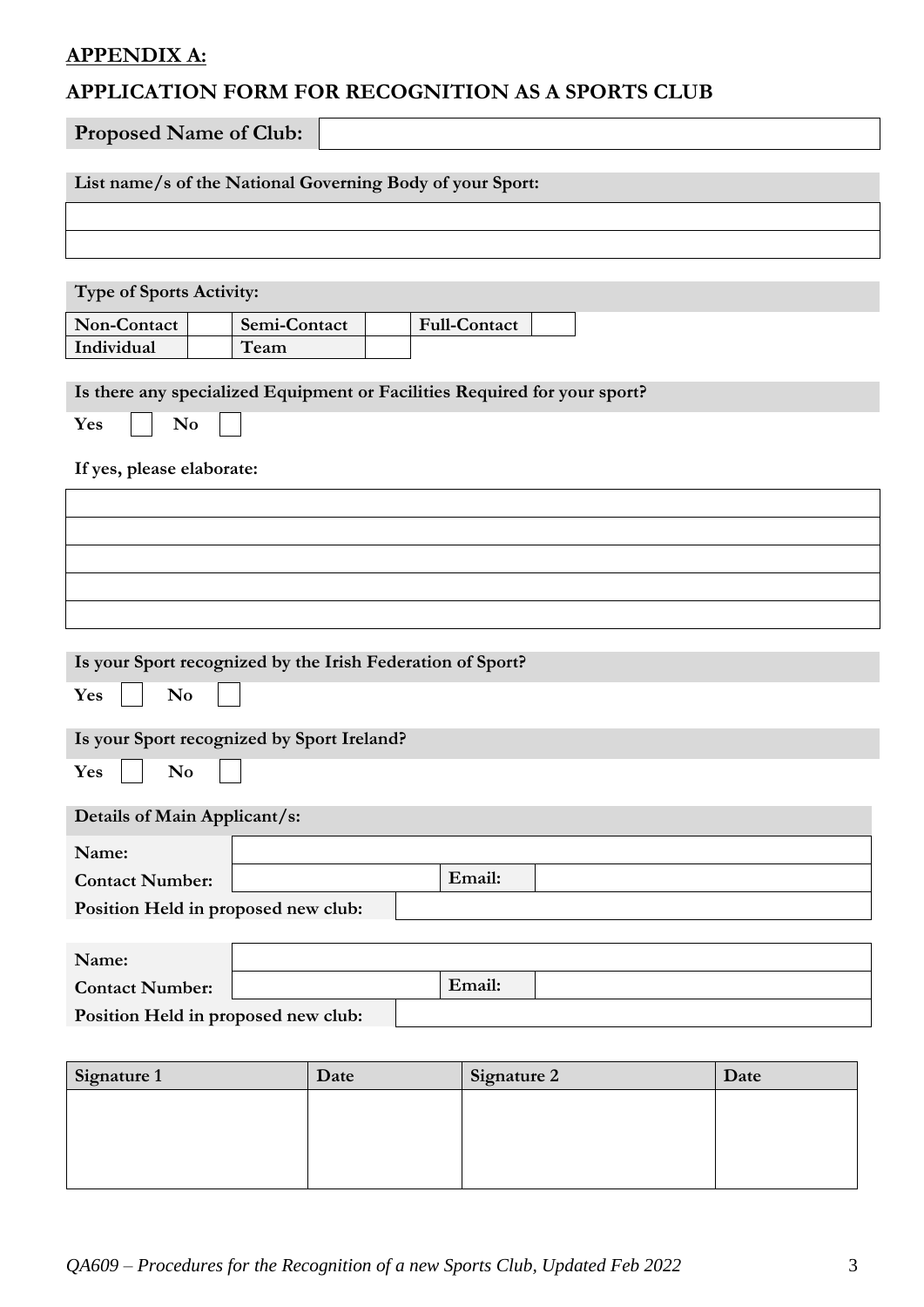**APPENDIX A:**

## APPLICATION FORM FOR RECOGNITION AS A SPORTS CLUB

| **Proposed Name of Club:** | |
|---|---|

**List name/s of the National Governing Body of your Sport:**

| |
|---|
| |
| |

**Type of Sports Activity:**

| | | | | | |
|---|---|---|---|---|---|
| **Non-Contact** | | **Semi-Contact** | | **Full-Contact** | |
| **Individual** | | **Team** | | | |

**Is there any specialized Equipment or Facilities Required for your sport?**

**Yes** ☐ **No** ☐

**If yes, please elaborate:**

| |
|---|
| |
| |
| |
| |
| |

**Is your Sport recognized by the Irish Federation of Sport?**

**Yes** ☐ **No** ☐

**Is your Sport recognized by Sport Ireland?**

**Yes** ☐ **No** ☐

**Details of Main Applicant/s:**

| | | | |
|---|---|---|---|
| **Name:** | | | |
| **Contact Number:** | | **Email:** | |
| **Position Held in proposed new club:** | | | |

| | | | |
|---|---|---|---|
| **Name:** | | | |
| **Contact Number:** | | **Email:** | |
| **Position Held in proposed new club:** | | | |

| **Signature 1** | **Date** | **Signature 2** | **Date** |
|---|---|---|---|
| | | | |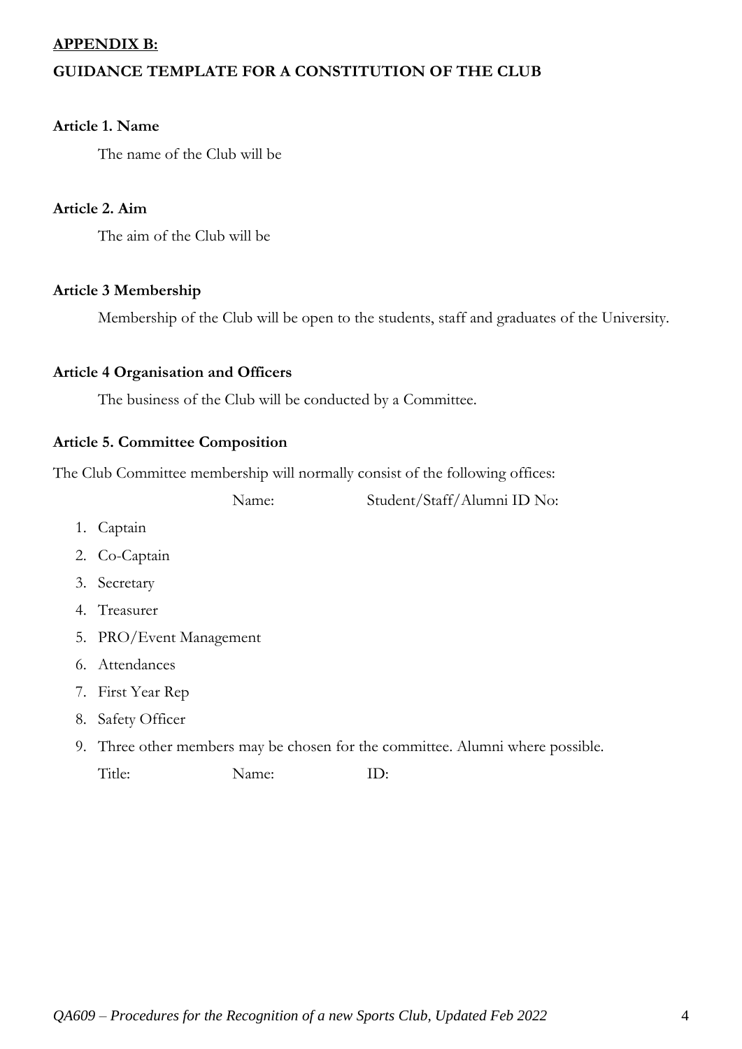**APPENDIX B:**

**GUIDANCE TEMPLATE FOR A CONSTITUTION OF THE CLUB**

**Article 1. Name**

The name of the Club will be

**Article 2. Aim**

The aim of the Club will be

**Article 3 Membership**

Membership of the Club will be open to the students, staff and graduates of the University.

**Article 4 Organisation and Officers**

The business of the Club will be conducted by a Committee.

**Article 5. Committee Composition**

The Club Committee membership will normally consist of the following offices:

Name: Student/Staff/Alumni ID No:

1. Captain
2. Co-Captain
3. Secretary
4. Treasurer
5. PRO/Event Management
6. Attendances
7. First Year Rep
8. Safety Officer
9. Three other members may be chosen for the committee. Alumni where possible.

   Title: Name: ID: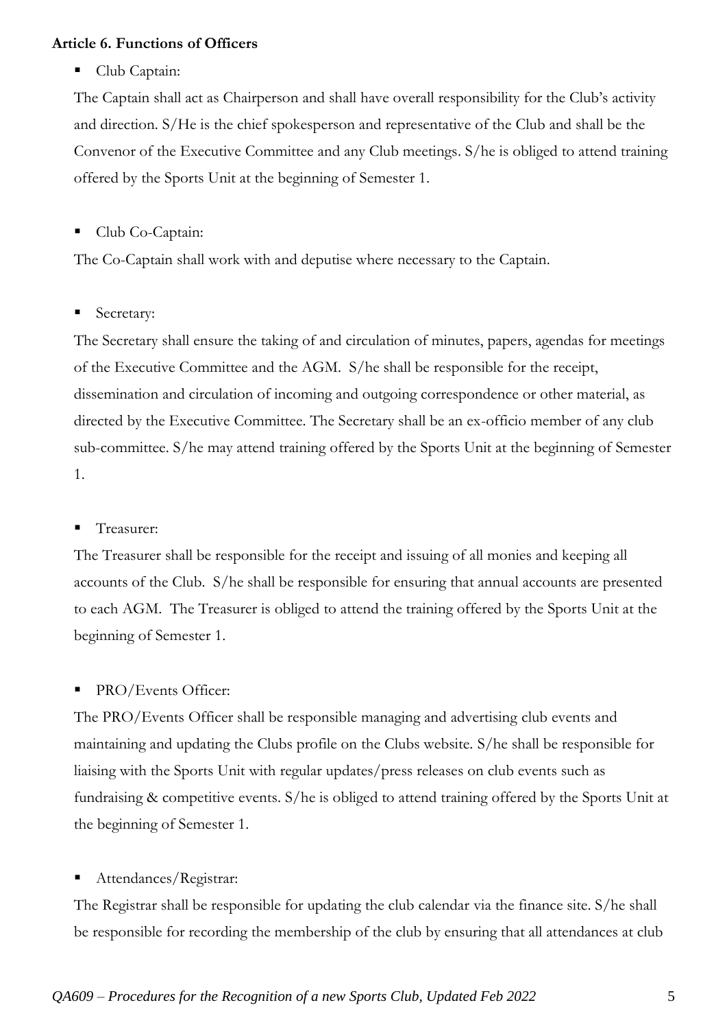**Article 6. Functions of Officers**

- Club Captain:

The Captain shall act as Chairperson and shall have overall responsibility for the Club's activity and direction. S/He is the chief spokesperson and representative of the Club and shall be the Convenor of the Executive Committee and any Club meetings. S/he is obliged to attend training offered by the Sports Unit at the beginning of Semester 1.

- Club Co-Captain:

The Co-Captain shall work with and deputise where necessary to the Captain.

- Secretary:

The Secretary shall ensure the taking of and circulation of minutes, papers, agendas for meetings of the Executive Committee and the AGM. S/he shall be responsible for the receipt, dissemination and circulation of incoming and outgoing correspondence or other material, as directed by the Executive Committee. The Secretary shall be an ex-officio member of any club sub-committee. S/he may attend training offered by the Sports Unit at the beginning of Semester 1.

- Treasurer:

The Treasurer shall be responsible for the receipt and issuing of all monies and keeping all accounts of the Club. S/he shall be responsible for ensuring that annual accounts are presented to each AGM. The Treasurer is obliged to attend the training offered by the Sports Unit at the beginning of Semester 1.

- PRO/Events Officer:

The PRO/Events Officer shall be responsible managing and advertising club events and maintaining and updating the Clubs profile on the Clubs website. S/he shall be responsible for liaising with the Sports Unit with regular updates/press releases on club events such as fundraising & competitive events. S/he is obliged to attend training offered by the Sports Unit at the beginning of Semester 1.

- Attendances/Registrar:

The Registrar shall be responsible for updating the club calendar via the finance site. S/he shall be responsible for recording the membership of the club by ensuring that all attendances at club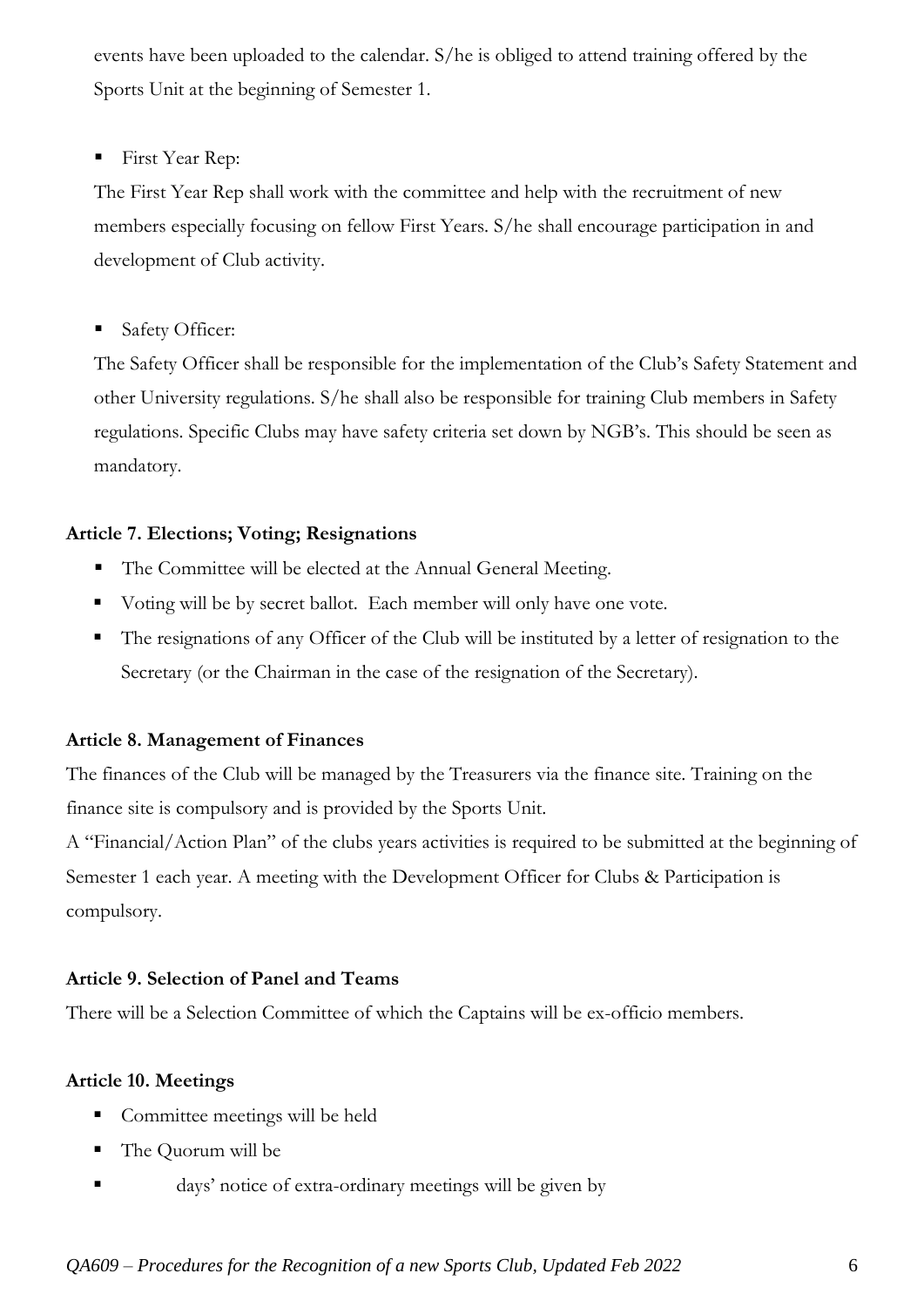events have been uploaded to the calendar. S/he is obliged to attend training offered by the Sports Unit at the beginning of Semester 1.

- First Year Rep:

The First Year Rep shall work with the committee and help with the recruitment of new members especially focusing on fellow First Years. S/he shall encourage participation in and development of Club activity.

- Safety Officer:

The Safety Officer shall be responsible for the implementation of the Club's Safety Statement and other University regulations. S/he shall also be responsible for training Club members in Safety regulations. Specific Clubs may have safety criteria set down by NGB's. This should be seen as mandatory.

**Article 7. Elections; Voting; Resignations**

- The Committee will be elected at the Annual General Meeting.
- Voting will be by secret ballot. Each member will only have one vote.
- The resignations of any Officer of the Club will be instituted by a letter of resignation to the Secretary (or the Chairman in the case of the resignation of the Secretary).

**Article 8. Management of Finances**

The finances of the Club will be managed by the Treasurers via the finance site. Training on the finance site is compulsory and is provided by the Sports Unit.

A "Financial/Action Plan" of the clubs years activities is required to be submitted at the beginning of Semester 1 each year. A meeting with the Development Officer for Clubs & Participation is compulsory.

**Article 9. Selection of Panel and Teams**

There will be a Selection Committee of which the Captains will be ex-officio members.

**Article 10. Meetings**

- Committee meetings will be held
- The Quorum will be
- days' notice of extra-ordinary meetings will be given by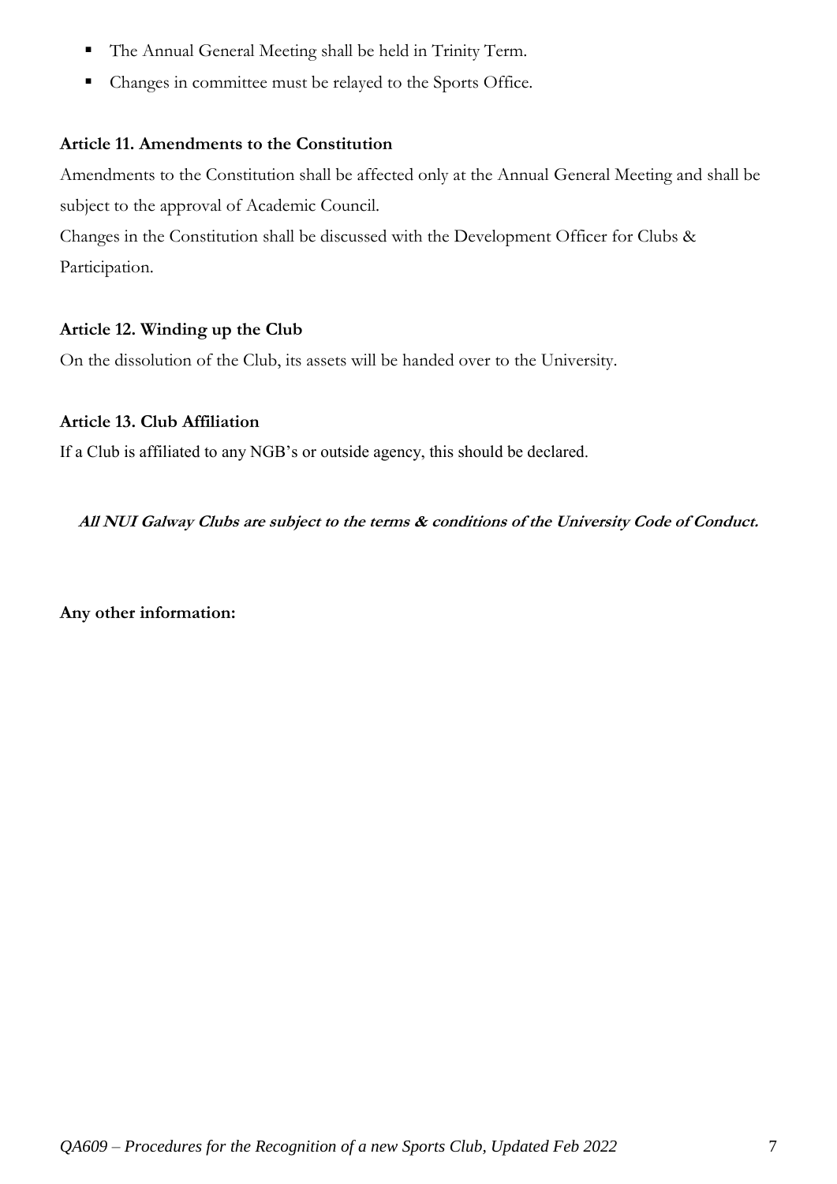- The Annual General Meeting shall be held in Trinity Term.
- Changes in committee must be relayed to the Sports Office.

**Article 11. Amendments to the Constitution**

Amendments to the Constitution shall be affected only at the Annual General Meeting and shall be subject to the approval of Academic Council.

Changes in the Constitution shall be discussed with the Development Officer for Clubs & Participation.

**Article 12. Winding up the Club**

On the dissolution of the Club, its assets will be handed over to the University.

**Article 13. Club Affiliation**

If a Club is affiliated to any NGB's or outside agency, this should be declared.

***All NUI Galway Clubs are subject to the terms & conditions of the University Code of Conduct.***

**Any other information:**